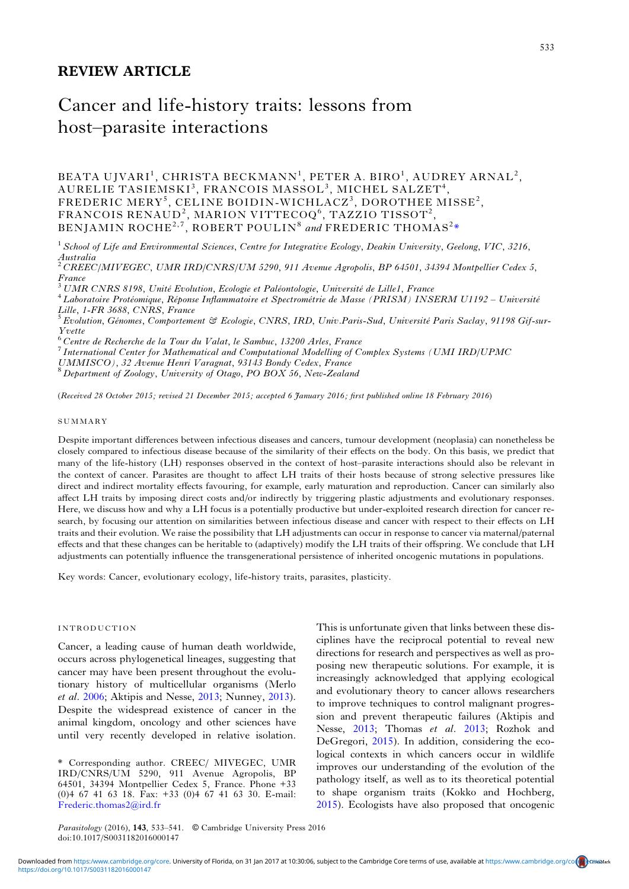## REVIEW ARTICLE

# Cancer and life-history traits: lessons from host–parasite interactions

BEATA UJVARI[1], CHRISTA BECKMANN[1], PETER A. BIRO[1], AUDREY ARNAL[2], AURELIE TASIEMSKI[3], FRANCOIS MASSOL[3], MICHEL SALZET[4], FREDERIC MERY[5], CELINE BOIDIN-WICHLACZ[3], DOROTHEE MISSE[2], FRANCOIS RENAUD[2], MARION VITTECOQ[6], TAZZIO TISSOT[2], BENJAMIN ROCHE[2,7], ROBERT POULIN[8] and FREDERIC THOMAS[2]*

[1] *School of Life and Environmental Sciences, Centre for Integrative Ecology, Deakin University, Geelong, VIC, 3216, Australia*
[2] *CREEC/MIVEGEC, UMR IRD/CNRS/UM 5290, 911 Avenue Agropolis, BP 64501, 34394 Montpellier Cedex 5, France*
[3] *UMR CNRS 8198, Unité Evolution, Ecologie et Paléontologie, Université de Lille1, France*
[4] *Laboratoire Protéomique, Réponse Inflammatoire et Spectrométrie de Masse (PRISM) INSERM U1192 – Université Lille, 1-FR 3688, CNRS, France*
[5] *Evolution, Génomes, Comportement & Ecologie, CNRS, IRD, Univ.Paris-Sud, Université Paris Saclay, 91198 Gif-sur-Yvette*
[6] *Centre de Recherche de la Tour du Valat, le Sambuc, 13200 Arles, France*
[7] *International Center for Mathematical and Computational Modelling of Complex Systems (UMI IRD/UPMC UMMISCO), 32 Avenue Henri Varagnat, 93143 Bondy Cedex, France*
[8] *Department of Zoology, University of Otago, PO BOX 56, New-Zealand*

(*Received 28 October 2015; revised 21 December 2015; accepted 6 January 2016; first published online 18 February 2016*)

### SUMMARY

Despite important differences between infectious diseases and cancers, tumour development (neoplasia) can nonetheless be closely compared to infectious disease because of the similarity of their effects on the body. On this basis, we predict that many of the life-history (LH) responses observed in the context of host–parasite interactions should also be relevant in the context of cancer. Parasites are thought to affect LH traits of their hosts because of strong selective pressures like direct and indirect mortality effects favouring, for example, early maturation and reproduction. Cancer can similarly also affect LH traits by imposing direct costs and/or indirectly by triggering plastic adjustments and evolutionary responses. Here, we discuss how and why a LH focus is a potentially productive but under-exploited research direction for cancer research, by focusing our attention on similarities between infectious disease and cancer with respect to their effects on LH traits and their evolution. We raise the possibility that LH adjustments can occur in response to cancer via maternal/paternal effects and that these changes can be heritable to (adaptively) modify the LH traits of their offspring. We conclude that LH adjustments can potentially influence the transgenerational persistence of inherited oncogenic mutations in populations.

Key words: Cancer, evolutionary ecology, life-history traits, parasites, plasticity.

### INTRODUCTION

Cancer, a leading cause of human death worldwide, occurs across phylogenetical lineages, suggesting that cancer may have been present throughout the evolutionary history of multicellular organisms (Merlo *et al*. 2006; Aktipis and Nesse, 2013; Nunney, 2013). Despite the widespread existence of cancer in the animal kingdom, oncology and other sciences have until very recently developed in relative isolation. This is unfortunate given that links between these disciplines have the reciprocal potential to reveal new directions for research and perspectives as well as proposing new therapeutic solutions. For example, it is increasingly acknowledged that applying ecological and evolutionary theory to cancer allows researchers to improve techniques to control malignant progression and prevent therapeutic failures (Aktipis and Nesse, 2013; Thomas *et al*. 2013; Rozhok and DeGregori, 2015). In addition, considering the ecological contexts in which cancers occur in wildlife improves our understanding of the evolution of the pathology itself, as well as to its theoretical potential to shape organism traits (Kokko and Hochberg, 2015). Ecologists have also proposed that oncogenic

\* Corresponding author. CREEC/ MIVEGEC, UMR IRD/CNRS/UM 5290, 911 Avenue Agropolis, BP 64501, 34394 Montpellier Cedex 5, France. Phone +33 (0)4 67 41 63 18. Fax: +33 (0)4 67 41 63 30. E-mail: Frederic.thomas2@ird.fr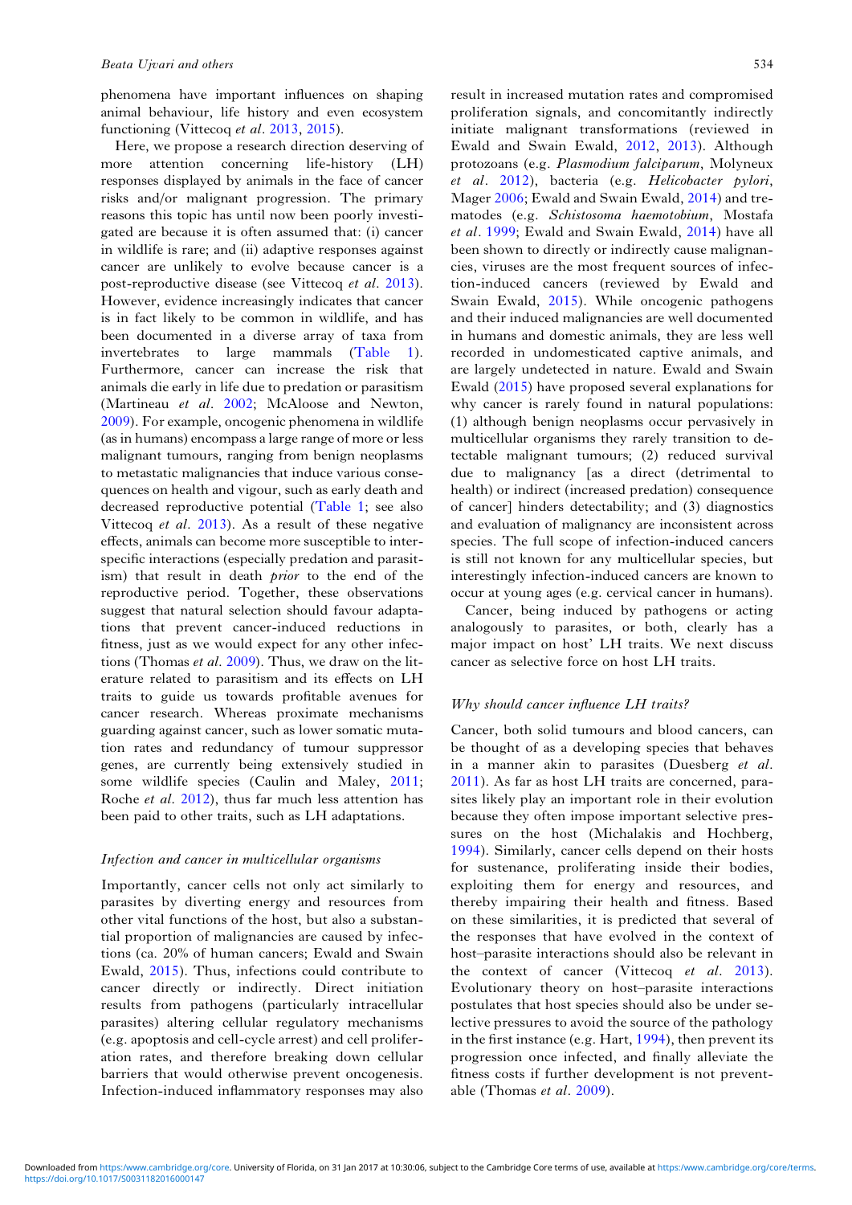phenomena have important influences on shaping animal behaviour, life history and even ecosystem functioning (Vittecoq *et al*. 2013, 2015).

Here, we propose a research direction deserving of more attention concerning life-history (LH) responses displayed by animals in the face of cancer risks and/or malignant progression. The primary reasons this topic has until now been poorly investigated are because it is often assumed that: (i) cancer in wildlife is rare; and (ii) adaptive responses against cancer are unlikely to evolve because cancer is a post-reproductive disease (see Vittecoq *et al*. 2013). However, evidence increasingly indicates that cancer is in fact likely to be common in wildlife, and has been documented in a diverse array of taxa from invertebrates to large mammals (Table 1). Furthermore, cancer can increase the risk that animals die early in life due to predation or parasitism (Martineau *et al*. 2002; McAloose and Newton, 2009). For example, oncogenic phenomena in wildlife (as in humans) encompass a large range of more or less malignant tumours, ranging from benign neoplasms to metastatic malignancies that induce various consequences on health and vigour, such as early death and decreased reproductive potential (Table 1; see also Vittecoq *et al*. 2013). As a result of these negative effects, animals can become more susceptible to interspecific interactions (especially predation and parasitism) that result in death *prior* to the end of the reproductive period. Together, these observations suggest that natural selection should favour adaptations that prevent cancer-induced reductions in fitness, just as we would expect for any other infections (Thomas *et al*. 2009). Thus, we draw on the literature related to parasitism and its effects on LH traits to guide us towards profitable avenues for cancer research. Whereas proximate mechanisms guarding against cancer, such as lower somatic mutation rates and redundancy of tumour suppressor genes, are currently being extensively studied in some wildlife species (Caulin and Maley, 2011; Roche *et al*. 2012), thus far much less attention has been paid to other traits, such as LH adaptations.

### *Infection and cancer in multicellular organisms*

Importantly, cancer cells not only act similarly to parasites by diverting energy and resources from other vital functions of the host, but also a substantial proportion of malignancies are caused by infections (ca. 20% of human cancers; Ewald and Swain Ewald, 2015). Thus, infections could contribute to cancer directly or indirectly. Direct initiation results from pathogens (particularly intracellular parasites) altering cellular regulatory mechanisms (e.g. apoptosis and cell-cycle arrest) and cell proliferation rates, and therefore breaking down cellular barriers that would otherwise prevent oncogenesis. Infection-induced inflammatory responses may also result in increased mutation rates and compromised proliferation signals, and concomitantly indirectly initiate malignant transformations (reviewed in Ewald and Swain Ewald, 2012, 2013). Although protozoans (e.g. *Plasmodium falciparum*, Molyneux *et al*. 2012), bacteria (e.g. *Helicobacter pylori*, Mager 2006; Ewald and Swain Ewald, 2014) and trematodes (e.g. *Schistosoma haemotobium*, Mostafa *et al*. 1999; Ewald and Swain Ewald, 2014) have all been shown to directly or indirectly cause malignancies, viruses are the most frequent sources of infection-induced cancers (reviewed by Ewald and Swain Ewald, 2015). While oncogenic pathogens and their induced malignancies are well documented in humans and domestic animals, they are less well recorded in undomesticated captive animals, and are largely undetected in nature. Ewald and Swain Ewald (2015) have proposed several explanations for why cancer is rarely found in natural populations: (1) although benign neoplasms occur pervasively in multicellular organisms they rarely transition to detectable malignant tumours; (2) reduced survival due to malignancy [as a direct (detrimental to health) or indirect (increased predation) consequence of cancer] hinders detectability; and (3) diagnostics and evaluation of malignancy are inconsistent across species. The full scope of infection-induced cancers is still not known for any multicellular species, but interestingly infection-induced cancers are known to occur at young ages (e.g. cervical cancer in humans).

Cancer, being induced by pathogens or acting analogously to parasites, or both, clearly has a major impact on host' LH traits. We next discuss cancer as selective force on host LH traits.

### *Why should cancer influence LH traits?*

Cancer, both solid tumours and blood cancers, can be thought of as a developing species that behaves in a manner akin to parasites (Duesberg *et al*. 2011). As far as host LH traits are concerned, parasites likely play an important role in their evolution because they often impose important selective pressures on the host (Michalakis and Hochberg, 1994). Similarly, cancer cells depend on their hosts for sustenance, proliferating inside their bodies, exploiting them for energy and resources, and thereby impairing their health and fitness. Based on these similarities, it is predicted that several of the responses that have evolved in the context of host–parasite interactions should also be relevant in the context of cancer (Vittecoq *et al*. 2013). Evolutionary theory on host–parasite interactions postulates that host species should also be under selective pressures to avoid the source of the pathology in the first instance (e.g. Hart, 1994), then prevent its progression once infected, and finally alleviate the fitness costs if further development is not preventable (Thomas *et al*. 2009).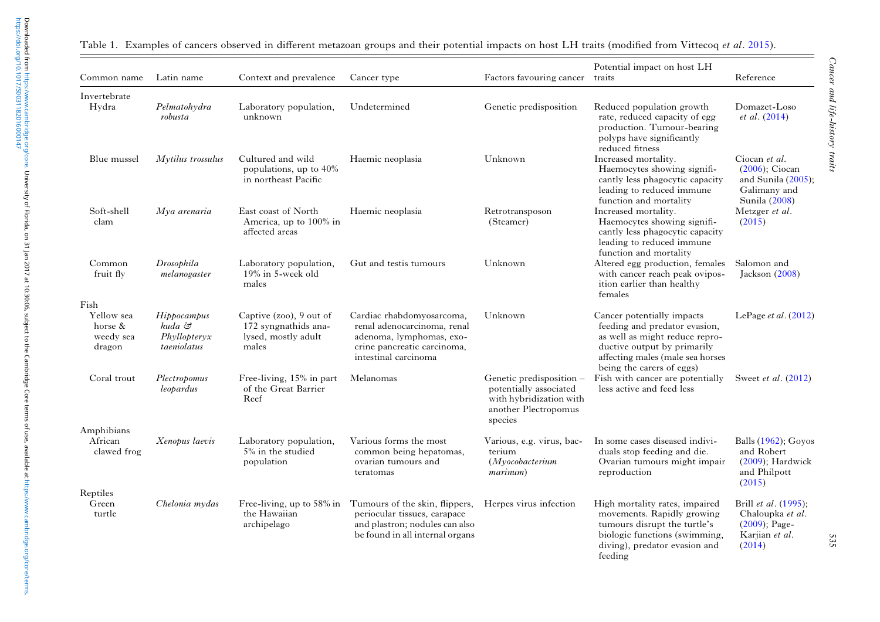Table 1. Examples of cancers observed in different metazoan groups and their potential impacts on host LH traits (modified from Vittecoq *et al*. 2015).

| Common name | Latin name | Context and prevalence | Cancer type | Factors favouring cancer | Potential impact on host LH traits | Reference |
|---|---|---|---|---|---|---|
| Invertebrate | | | | | | |
| Hydra | *Pelmatohydra robusta* | Laboratory population, unknown | Undetermined | Genetic predisposition | Reduced population growth rate, reduced capacity of egg production. Tumour-bearing polyps have significantly reduced fitness | Domazet-Loso *et al*. (2014) |
| Blue mussel | *Mytilus trossulus* | Cultured and wild populations, up to 40% in northeast Pacific | Haemic neoplasia | Unknown | Increased mortality. Haemocytes showing significantly less phagocytic capacity leading to reduced immune function and mortality | Ciocan *et al*. (2006); Ciocan and Sunila (2005); Galimany and Sunila (2008) |
| Soft-shell clam | *Mya arenaria* | East coast of North America, up to 100% in affected areas | Haemic neoplasia | Retrotransposon (Steamer) | Increased mortality. Haemocytes showing significantly less phagocytic capacity leading to reduced immune function and mortality | Metzger *et al*. (2015) |
| Common fruit fly | *Drosophila melanogaster* | Laboratory population, 19% in 5-week old males | Gut and testis tumours | Unknown | Altered egg production, females with cancer reach peak oviposition earlier than healthy females | Salomon and Jackson (2008) |
| Fish | | | | | | |
| Yellow sea horse & weedy sea dragon | *Hippocampus kuda & Phyllopteryx taeniolatus* | Captive (zoo), 9 out of 172 syngnathids analysed, mostly adult males | Cardiac rhabdomyosarcoma, renal adenocarcinoma, renal adenoma, lymphomas, exocrine pancreatic carcinoma, intestinal carcinoma | Unknown | Cancer potentially impacts feeding and predator evasion, as well as might reduce reproductive output by primarily affecting males (male sea horses being the carers of eggs) | LePage *et al*. (2012) |
| Coral trout | *Plectropomus leopardus* | Free-living, 15% in part of the Great Barrier Reef | Melanomas | Genetic predisposition – potentially associated with hybridization with another Plectropomus species | Fish with cancer are potentially less active and feed less | Sweet *et al*. (2012) |
| Amphibians | | | | | | |
| African clawed frog | *Xenopus laevis* | Laboratory population, 5% in the studied population | Various forms the most common being hepatomas, ovarian tumours and teratomas | Various, e.g. virus, bacterium (*Myocobacterium marinum*) | In some cases diseased individuals stop feeding and die. Ovarian tumours might impair reproduction | Balls (1962); Goyos and Robert (2009); Hardwick and Philpott (2015) |
| Reptiles | | | | | | |
| Green turtle | *Chelonia mydas* | Free-living, up to 58% in the Hawaiian archipelago | Tumours of the skin, flippers, periocular tissues, carapace and plastron; nodules can also be found in all internal organs | Herpes virus infection | High mortality rates, impaired movements. Rapidly growing tumours disrupt the turtle's biologic functions (swimming, diving), predator evasion and feeding | Brill *et al*. (1995); Chaloupka *et al*. (2009); Page-Karjian *et al*. (2014) |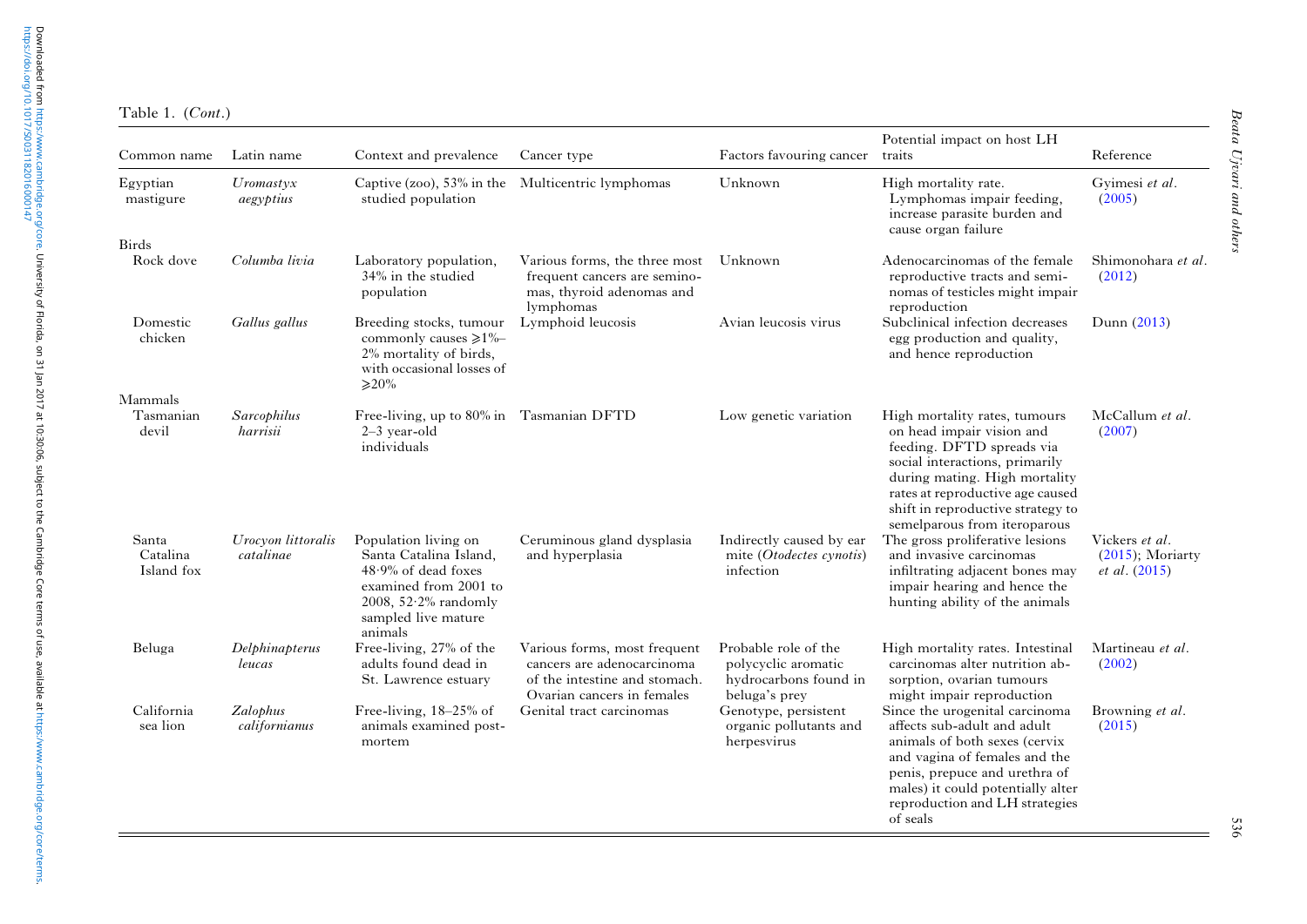Table 1. (*Cont.*)

| Common name | Latin name | Context and prevalence | Cancer type | Factors favouring cancer | Potential impact on host LH traits | Reference |
|---|---|---|---|---|---|---|
| Egyptian mastigure | *Uromastyx aegyptius* | Captive (zoo), 53% in the studied population | Multicentric lymphomas | Unknown | High mortality rate. Lymphomas impair feeding, increase parasite burden and cause organ failure | Gyimesi *et al*. (2005) |
| Birds | | | | | | |
| Rock dove | *Columba livia* | Laboratory population, 34% in the studied population | Various forms, the three most frequent cancers are seminomas, thyroid adenomas and lymphomas | Unknown | Adenocarcinomas of the female reproductive tracts and seminomas of testicles might impair reproduction | Shimonohara *et al*. (2012) |
| Domestic chicken | *Gallus gallus* | Breeding stocks, tumour commonly causes ⩾1%–2% mortality of birds, with occasional losses of ⩾20% | Lymphoid leucosis | Avian leucosis virus | Subclinical infection decreases egg production and quality, and hence reproduction | Dunn (2013) |
| Mammals | | | | | | |
| Tasmanian devil | *Sarcophilus harrisii* | Free-living, up to 80% in 2–3 year-old individuals | Tasmanian DFTD | Low genetic variation | High mortality rates, tumours on head impair vision and feeding. DFTD spreads via social interactions, primarily during mating. High mortality rates at reproductive age caused shift in reproductive strategy to semelparous from iteroparous | McCallum *et al*. (2007) |
| Santa Catalina Island fox | *Urocyon littoralis catalinae* | Population living on Santa Catalina Island, 48·9% of dead foxes examined from 2001 to 2008, 52·2% randomly sampled live mature animals | Ceruminous gland dysplasia and hyperplasia | Indirectly caused by ear mite (*Otodectes cynotis*) infection | The gross proliferative lesions and invasive carcinomas infiltrating adjacent bones may impair hearing and hence the hunting ability of the animals | Vickers *et al*. (2015); Moriarty *et al*. (2015) |
| Beluga | *Delphinapterus leucas* | Free-living, 27% of the adults found dead in St. Lawrence estuary | Various forms, most frequent cancers are adenocarcinoma of the intestine and stomach. Ovarian cancers in females | Probable role of the polycyclic aromatic hydrocarbons found in beluga's prey | High mortality rates. Intestinal carcinomas alter nutrition absorption, ovarian tumours might impair reproduction | Martineau *et al*. (2002) |
| California sea lion | *Zalophus californianus* | Free-living, 18–25% of animals examined post-mortem | Genital tract carcinomas | Genotype, persistent organic pollutants and herpesvirus | Since the urogenital carcinoma affects sub-adult and adult animals of both sexes (cervix and vagina of females and the penis, prepuce and urethra of males) it could potentially alter reproduction and LH strategies of seals | Browning *et al*. (2015) |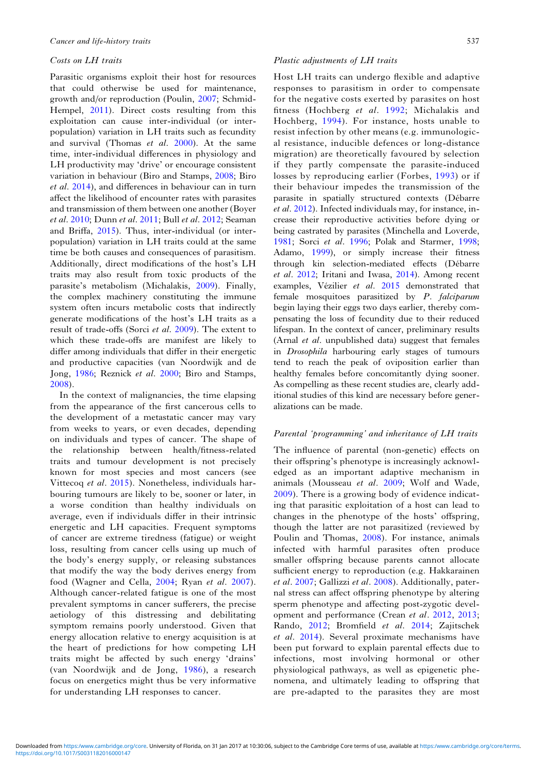### Costs on LH traits

Parasitic organisms exploit their host for resources that could otherwise be used for maintenance, growth and/or reproduction (Poulin, 2007; Schmid-Hempel, 2011). Direct costs resulting from this exploitation can cause inter-individual (or inter-population) variation in LH traits such as fecundity and survival (Thomas *et al*. 2000). At the same time, inter-individual differences in physiology and LH productivity may 'drive' or encourage consistent variation in behaviour (Biro and Stamps, 2008; Biro *et al*. 2014), and differences in behaviour can in turn affect the likelihood of encounter rates with parasites and transmission of them between one another (Boyer *et al*. 2010; Dunn *et al*. 2011; Bull *et al*. 2012; Seaman and Briffa, 2015). Thus, inter-individual (or inter-population) variation in LH traits could at the same time be both causes and consequences of parasitism. Additionally, direct modifications of the host's LH traits may also result from toxic products of the parasite's metabolism (Michalakis, 2009). Finally, the complex machinery constituting the immune system often incurs metabolic costs that indirectly generate modifications of the host's LH traits as a result of trade-offs (Sorci *et al*. 2009). The extent to which these trade-offs are manifest are likely to differ among individuals that differ in their energetic and productive capacities (van Noordwijk and de Jong, 1986; Reznick *et al*. 2000; Biro and Stamps, 2008).

In the context of malignancies, the time elapsing from the appearance of the first cancerous cells to the development of a metastatic cancer may vary from weeks to years, or even decades, depending on individuals and types of cancer. The shape of the relationship between health/fitness-related traits and tumour development is not precisely known for most species and most cancers (see Vittecoq *et al*. 2015). Nonetheless, individuals harbouring tumours are likely to be, sooner or later, in a worse condition than healthy individuals on average, even if individuals differ in their intrinsic energetic and LH capacities. Frequent symptoms of cancer are extreme tiredness (fatigue) or weight loss, resulting from cancer cells using up much of the body's energy supply, or releasing substances that modify the way the body derives energy from food (Wagner and Cella, 2004; Ryan *et al*. 2007). Although cancer-related fatigue is one of the most prevalent symptoms in cancer sufferers, the precise aetiology of this distressing and debilitating symptom remains poorly understood. Given that energy allocation relative to energy acquisition is at the heart of predictions for how competing LH traits might be affected by such energy 'drains' (van Noordwijk and de Jong, 1986), a research focus on energetics might thus be very informative for understanding LH responses to cancer.

### Plastic adjustments of LH traits

Host LH traits can undergo flexible and adaptive responses to parasitism in order to compensate for the negative costs exerted by parasites on host fitness (Hochberg *et al*. 1992; Michalakis and Hochberg, 1994). For instance, hosts unable to resist infection by other means (e.g. immunological resistance, inducible defences or long-distance migration) are theoretically favoured by selection if they partly compensate the parasite-induced losses by reproducing earlier (Forbes, 1993) or if their behaviour impedes the transmission of the parasite in spatially structured contexts (Débarre *et al*. 2012). Infected individuals may, for instance, increase their reproductive activities before dying or being castrated by parasites (Minchella and Loverde, 1981; Sorci *et al*. 1996; Polak and Starmer, 1998; Adamo, 1999), or simply increase their fitness through kin selection-mediated effects (Débarre *et al*. 2012; Iritani and Iwasa, 2014). Among recent examples, Vézilier *et al*. 2015 demonstrated that female mosquitoes parasitized by *P. falciparum* begin laying their eggs two days earlier, thereby compensating the loss of fecundity due to their reduced lifespan. In the context of cancer, preliminary results (Arnal *et al*. unpublished data) suggest that females in *Drosophila* harbouring early stages of tumours tend to reach the peak of oviposition earlier than healthy females before concomitantly dying sooner. As compelling as these recent studies are, clearly additional studies of this kind are necessary before generalizations can be made.

### Parental 'programming' and inheritance of LH traits

The influence of parental (non-genetic) effects on their offspring's phenotype is increasingly acknowledged as an important adaptive mechanism in animals (Mousseau *et al*. 2009; Wolf and Wade, 2009). There is a growing body of evidence indicating that parasitic exploitation of a host can lead to changes in the phenotype of the hosts' offspring, though the latter are not parasitized (reviewed by Poulin and Thomas, 2008). For instance, animals infected with harmful parasites often produce smaller offspring because parents cannot allocate sufficient energy to reproduction (e.g. Hakkarainen *et al*. 2007; Gallizzi *et al*. 2008). Additionally, paternal stress can affect offspring phenotype by altering sperm phenotype and affecting post-zygotic development and performance (Crean *et al*. 2012, 2013; Rando, 2012; Bromfield *et al*. 2014; Zajitschek *et al*. 2014). Several proximate mechanisms have been put forward to explain parental effects due to infections, most involving hormonal or other physiological pathways, as well as epigenetic phenomena, and ultimately leading to offspring that are pre-adapted to the parasites they are most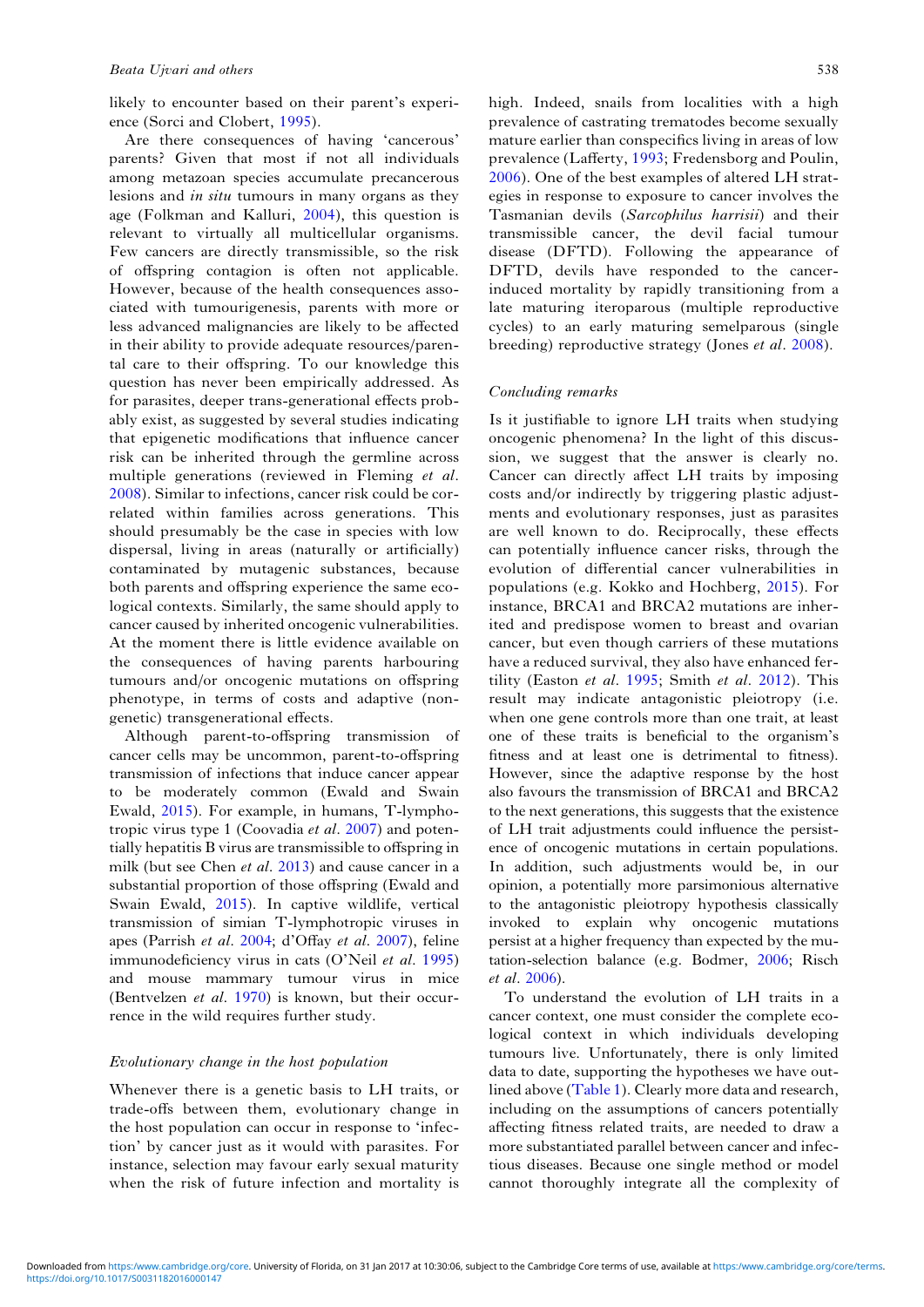likely to encounter based on their parent's experience (Sorci and Clobert, 1995).

Are there consequences of having 'cancerous' parents? Given that most if not all individuals among metazoan species accumulate precancerous lesions and *in situ* tumours in many organs as they age (Folkman and Kalluri, 2004), this question is relevant to virtually all multicellular organisms. Few cancers are directly transmissible, so the risk of offspring contagion is often not applicable. However, because of the health consequences associated with tumourigenesis, parents with more or less advanced malignancies are likely to be affected in their ability to provide adequate resources/parental care to their offspring. To our knowledge this question has never been empirically addressed. As for parasites, deeper trans-generational effects probably exist, as suggested by several studies indicating that epigenetic modifications that influence cancer risk can be inherited through the germline across multiple generations (reviewed in Fleming *et al*. 2008). Similar to infections, cancer risk could be correlated within families across generations. This should presumably be the case in species with low dispersal, living in areas (naturally or artificially) contaminated by mutagenic substances, because both parents and offspring experience the same ecological contexts. Similarly, the same should apply to cancer caused by inherited oncogenic vulnerabilities. At the moment there is little evidence available on the consequences of having parents harbouring tumours and/or oncogenic mutations on offspring phenotype, in terms of costs and adaptive (non-genetic) transgenerational effects.

Although parent-to-offspring transmission of cancer cells may be uncommon, parent-to-offspring transmission of infections that induce cancer appear to be moderately common (Ewald and Swain Ewald, 2015). For example, in humans, T-lymphotropic virus type 1 (Coovadia *et al*. 2007) and potentially hepatitis B virus are transmissible to offspring in milk (but see Chen *et al*. 2013) and cause cancer in a substantial proportion of those offspring (Ewald and Swain Ewald, 2015). In captive wildlife, vertical transmission of simian T-lymphotropic viruses in apes (Parrish *et al*. 2004; d'Offay *et al*. 2007), feline immunodeficiency virus in cats (O'Neil *et al*. 1995) and mouse mammary tumour virus in mice (Bentvelzen *et al*. 1970) is known, but their occurrence in the wild requires further study.

### *Evolutionary change in the host population*

Whenever there is a genetic basis to LH traits, or trade-offs between them, evolutionary change in the host population can occur in response to 'infection' by cancer just as it would with parasites. For instance, selection may favour early sexual maturity when the risk of future infection and mortality is high. Indeed, snails from localities with a high prevalence of castrating trematodes become sexually mature earlier than conspecifics living in areas of low prevalence (Lafferty, 1993; Fredensborg and Poulin, 2006). One of the best examples of altered LH strategies in response to exposure to cancer involves the Tasmanian devils (*Sarcophilus harrisii*) and their transmissible cancer, the devil facial tumour disease (DFTD). Following the appearance of DFTD, devils have responded to the cancer-induced mortality by rapidly transitioning from a late maturing iteroparous (multiple reproductive cycles) to an early maturing semelparous (single breeding) reproductive strategy (Jones *et al*. 2008).

### *Concluding remarks*

Is it justifiable to ignore LH traits when studying oncogenic phenomena? In the light of this discussion, we suggest that the answer is clearly no. Cancer can directly affect LH traits by imposing costs and/or indirectly by triggering plastic adjustments and evolutionary responses, just as parasites are well known to do. Reciprocally, these effects can potentially influence cancer risks, through the evolution of differential cancer vulnerabilities in populations (e.g. Kokko and Hochberg, 2015). For instance, BRCA1 and BRCA2 mutations are inherited and predispose women to breast and ovarian cancer, but even though carriers of these mutations have a reduced survival, they also have enhanced fertility (Easton *et al*. 1995; Smith *et al*. 2012). This result may indicate antagonistic pleiotropy (i.e. when one gene controls more than one trait, at least one of these traits is beneficial to the organism's fitness and at least one is detrimental to fitness). However, since the adaptive response by the host also favours the transmission of BRCA1 and BRCA2 to the next generations, this suggests that the existence of LH trait adjustments could influence the persistence of oncogenic mutations in certain populations. In addition, such adjustments would be, in our opinion, a potentially more parsimonious alternative to the antagonistic pleiotropy hypothesis classically invoked to explain why oncogenic mutations persist at a higher frequency than expected by the mutation-selection balance (e.g. Bodmer, 2006; Risch *et al*. 2006).

To understand the evolution of LH traits in a cancer context, one must consider the complete ecological context in which individuals developing tumours live. Unfortunately, there is only limited data to date, supporting the hypotheses we have outlined above (Table 1). Clearly more data and research, including on the assumptions of cancers potentially affecting fitness related traits, are needed to draw a more substantiated parallel between cancer and infectious diseases. Because one single method or model cannot thoroughly integrate all the complexity of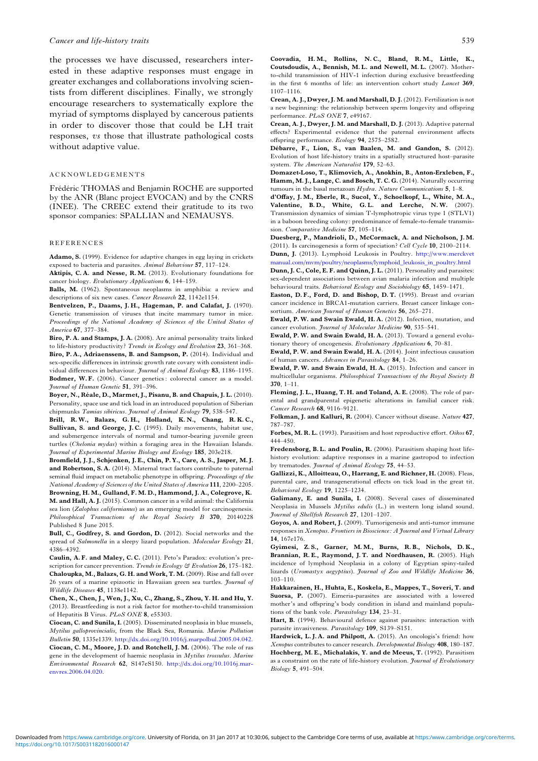the processes we have discussed, researchers interested in these adaptive responses must engage in greater exchanges and collaborations involving scientists from different disciplines. Finally, we strongly encourage researchers to systematically explore the myriad of symptoms displayed by cancerous patients in order to discover those that could be LH trait responses, *vs* those that illustrate pathological costs without adaptive value.

## ACKNOWLEDGEMENTS

Frédéric THOMAS and Benjamin ROCHE are supported by the ANR (Blanc project EVOCAN) and by the CNRS (INEE). The CREEC extend their gratitude to its two sponsor companies: SPALLIAN and NEMAUSYS.

## REFERENCES

**Adamo, S.** (1999). Evidence for adaptive changes in egg laying in crickets exposed to bacteria and parasites. *Animal Behaviour* **57**, 117–124.

**Aktipis, C. A. and Nesse, R. M.** (2013). Evolutionary foundations for cancer biology. *Evolutionary Applications* **6**, 144–159.

**Balls, M.** (1962). Spontaneous neoplasms in amphibia: a review and descriptions of six new cases. *Cancer Research* **22**, 1142e1154.

**Bentvelzen, P., Daams, J. H., Hageman, P. and Calafat, J.** (1970). Genetic transmission of viruses that incite mammary tumor in mice. *Proceedings of the National Academy of Sciences of the United States of America* **67**, 377–384.

**Biro, P. A. and Stamps, J. A.** (2008). Are animal personality traits linked to life-history productivity? *Trends in Ecology and Evolution* **23**, 361–368.

**Biro, P. A., Adriaenssens, B. and Sampson, P.** (2014). Individual and sex-specific differences in intrinsic growth rate covary with consistent individual differences in behaviour. *Journal of Animal Ecology* **83**, 1186–1195.

**Bodmer, W. F.** (2006). Cancer genetics: colorectal cancer as a model. *Journal of Human Genetic* **51**, 391–396.

**Boyer, N., Réale, D., Marmet, J., Pisanu, B. and Chapuis, J. L.** (2010). Personality, space use and tick load in an introduced population of Siberian chipmunks *Tamias sibiricus*. *Journal of Animal Ecology* **79**, 538–547.

**Brill, R. W., Balazs, G. H., Holland, K. N., Chang, R. K. C., Sullivan, S. and George, J. C.** (1995). Daily movements, habitat use, and submergence intervals of normal and tumor-bearing juvenile green turtles (*Chelonia mydas*) within a foraging area in the Hawaiian Islands. *Journal of Experimental Marine Biology and Ecology* **185**, 203e218.

**Bromfield, J. J., Schjenken, J. E., Chin, P. Y., Care, A. S., Jasper, M. J. and Robertson, S. A.** (2014). Maternal tract factors contribute to paternal seminal fluid impact on metabolic phenotype in offspring. *Proceedings of the National Academy of Sciences of the United States of America* **111**, 2200–2205.

**Browning, H. M., Gulland, F. M. D., Hammond, J. A., Colegrove, K. M. and Hall, A. J.** (2015). Common cancer in a wild animal: the California sea lion (*Zalophus californianus*) as an emerging model for carcinogenesis. *Philosophical Transactions of the Royal Society B* **370**, 20140228 Published 8 June 2015.

**Bull, C., Godfrey, S. and Gordon, D.** (2012). Social networks and the spread of *Salmonella* in a sleepy lizard population. *Molecular Ecology* **21**, 4386–4392.

**Caulin, A. F. and Maley, C. C.** (2011). Peto's Paradox: evolution's prescription for cancer prevention. *Trends in Ecology & Evolution* **26**, 175–182.

**Chaloupka, M., Balazs, G. H. and Work, T. M.** (2009). Rise and fall over 26 years of a marine epizootic in Hawaiian green sea turtles. *Journal of Wildlife Diseases* **45**, 1138e1142.

**Chen, X., Chen, J., Wen, J., Xu, C., Zhang, S., Zhou, Y. H. and Hu, Y.** (2013). Breastfeeding is not a risk factor for mother-to-child transmission of Hepatitis B Virus. *PLoS ONE* **8**, e55303.

**Ciocan, C. and Sunila, I.** (2005). Disseminated neoplasia in blue mussels, *Mytilus galloprovincialis*, from the Black Sea, Romania. *Marine Pollution Bulletin* **50**, 1335e1339. http://dx.doi.org/10.1016/j.marpolbul.2005.04.042.

**Ciocan, C. M., Moore, J. D. and Rotchell, J. M.** (2006). The role of ras gene in the development of haemic neoplasia in *Mytilus trossulus*. *Marine Environmental Research* **62**, S147eS150. http://dx.doi.org/10.1016j.marenvres.2006.04.020.

**Coovadia, H. M., Rollins, N. C., Bland, R. M., Little, K., Coutsdoudis, A., Bennish, M. L. and Newell, M. L.** (2007). Mother-to-child transmission of HIV-1 infection during exclusive breastfeeding in the first 6 months of life: an intervention cohort study *Lancet* **369**, 1107–1116.

**Crean, A. J., Dwyer, J. M. and Marshall, D. J.** (2012). Fertilization is not a new beginning: the relationship between sperm longevity and offspring performance. *PLoS ONE* **7**, e49167.

**Crean, A. J., Dwyer, J. M. and Marshall, D. J.** (2013). Adaptive paternal effects? Experimental evidence that the paternal environment affects offspring performance. *Ecology* **94**, 2575–2582.

**Débarre, F., Lion, S., van Baalen, M. and Gandon, S.** (2012). Evolution of host life-history traits in a spatially structured host–parasite system. *The American Naturalist* **179**, 52–63.

**Domazet-Loso, T., Klimovich, A., Anokhin, B., Anton-Erxleben, F., Hamm, M. J., Lange, C. and Bosch, T. C. G.** (2014). Naturally occurring tumours in the basal metazoan *Hydra*. *Nature Communications* **5**, 1–8.

**d'Offay, J. M., Eberle, R., Sucol, Y., Schoelkopf, L., White, M. A., Valentine, B. D., White, G. L. and Lerche, N. W.** (2007). Transmission dynamics of simian T-lymphotropic virus type 1 (STLV1) in a baboon breeding colony: predominance of female-to-female transmission. *Comparative Medicine* **57**, 105–114.

**Duesberg, P., Mandrioli, D., McCormack, A. and Nicholson, J. M.** (2011). Is carcinogenesis a form of speciation? *Cell Cycle* **10**, 2100–2114.

**Dunn, J.** (2013). Lymphoid Leukosis in Poultry. http://www.merckvetmanual.com/mvm/poultry/neoplasms/lymphoid_leukosis_in_poultry.html

**Dunn, J. C., Cole, E. F. and Quinn, J. L.** (2011). Personality and parasites: sex-dependent associations between avian malaria infection and multiple behavioural traits. *Behavioral Ecology and Sociobiology* **65**, 1459–1471.

**Easton, D. F., Ford, D. and Bishop, D. T.** (1995). Breast and ovarian cancer incidence in BRCA1-mutation carriers. Breast cancer linkage consortium. *American Journal of Human Genetics* **56**, 265–271.

**Ewald, P. W. and Swain Ewald, H. A.** (2012). Infection, mutation, and cancer evolution. *Journal of Molecular Medicine* **90**, 535–541.

**Ewald, P. W. and Swain Ewald, H. A.** (2013). Toward a general evolutionary theory of oncogenesis. *Evolutionary Applications* **6**, 70–81.

**Ewald, P. W. and Swain Ewald, H. A.** (2014). Joint infectious causation of human cancers. *Advances in Parasitology* **84**, 1–26.

**Ewald, P. W. and Swain Ewald, H. A.** (2015). Infection and cancer in multicellular organisms. *Philosophical Transactions of the Royal Society B* **370**, 1–11.

**Fleming, J. L., Huang, T. H. and Toland, A. E.** (2008). The role of parental and grandparental epigenetic alterations in familial cancer risk. *Cancer Research* **68**, 9116–9121.

**Folkman, J. and Kalluri, R.** (2004). Cancer without disease. *Nature* **427**, 787–787.

**Forbes, M. R. L.** (1993). Parasitism and host reproductive effort. *Oikos* **67**, 444–450.

**Fredensborg, B. L. and Poulin, R.** (2006). Parasitism shaping host life-history evolution: adaptive responses in a marine gastropod to infection by trematodes. *Journal of Animal Ecology* **75**, 44–53.

**Gallizzi, K., Alloitteau, O., Harrang, E. and Richner, H.** (2008). Fleas, parental care, and transgenerational effects on tick load in the great tit. *Behavioral Ecology* **19**, 1225–1234.

**Galimany, E. and Sunila, I.** (2008). Several cases of disseminated Neoplasia in Mussels *Mytilus edulis* (L.) in western long island sound. *Journal of Shellfish Research* **27**, 1201–1207.

**Goyos, A. and Robert, J.** (2009). Tumorigenesis and anti-tumor immune responses in *Xenopus*. *Frontiers in Bioscience: A Journal and Virtual Library* **14**, 167e176.

**Gyimesi, Z. S., Garner, M. M., Burns, R. B., Nichols, D. K., Brannian, R. E., Raymond, J. T. and Nordhausen, R.** (2005). High incidence of lymphoid Neoplasia in a colony of Egyptian spiny-tailed lizards (*Uromastyx aegyptius*). *Journal of Zoo and Wildlife Medicine* **36**, 103–110.

**Hakkarainen, H., Huhta, E., Koskela, E., Mappes, T., Soveri, T. and Suorsa, P.** (2007). Eimeria-parasites are associated with a lowered mother's and offspring's body condition in island and mainland populations of the bank vole. *Parasitology* **134**, 23–31.

**Hart, B.** (1994). Behavioural defence against parasites: interaction with parasite invasiveness. *Parasitology* **109**, S139–S151.

**Hardwick, L. J. A. and Philpott, A.** (2015). An oncologis's friend: how *Xenopus* contributes to cancer research. *Developmental Biology* **408**, 180–187.

**Hochberg, M. E., Michalakis, Y. and de Meeus, T.** (1992). Parasitism as a constraint on the rate of life-history evolution. *Journal of Evolutionary Biology* **5**, 491–504.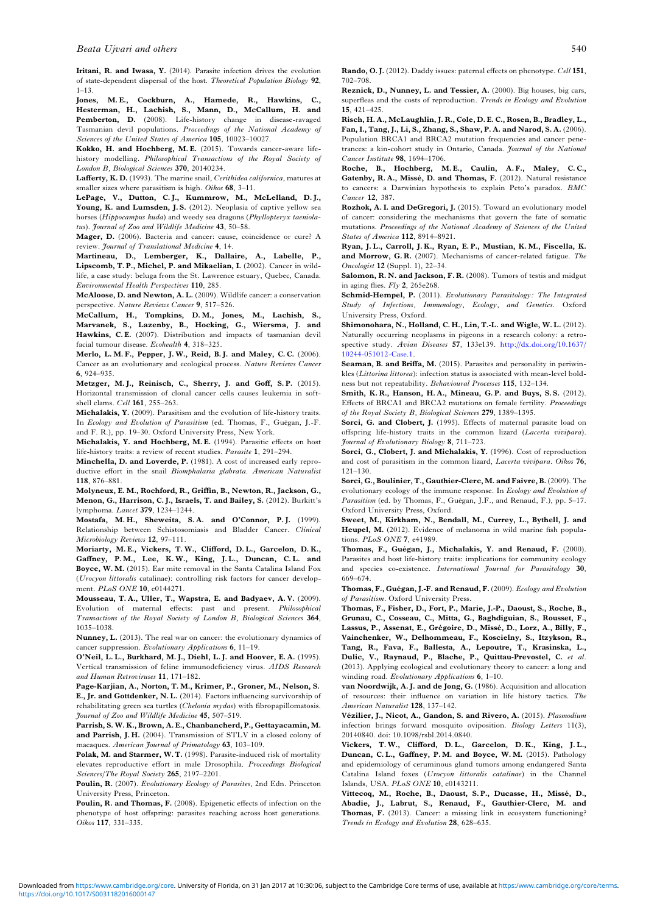**Iritani, R. and Iwasa, Y.** (2014). Parasite infection drives the evolution of state-dependent dispersal of the host. *Theoretical Population Biology* **92**, 1–13.

**Jones, M. E., Cockburn, A., Hamede, R., Hawkins, C., Hesterman, H., Lachish, S., Mann, D., McCallum, H. and Pemberton, D.** (2008). Life-history change in disease-ravaged Tasmanian devil populations. *Proceedings of the National Academy of Sciences of the United States of America* **105**, 10023–10027.

**Kokko, H. and Hochberg, M. E.** (2015). Towards cancer-aware life-history modelling. *Philosophical Transactions of the Royal Society of London B, Biological Sciences* **370**, 20140234.

**Lafferty, K. D.** (1993). The marine snail, *Cerithidea californica*, matures at smaller sizes where parasitism is high. *Oikos* **68**, 3–11.

**LePage, V., Dutton, C. J., Kummrow, M., McLelland, D. J., Young, K. and Lumsden, J. S.** (2012). Neoplasia of captive yellow sea horses (*Hippocampus kuda*) and weedy sea dragons (*Phyllopteryx taeniolatus*). *Journal of Zoo and Wildlife Medicine* **43**, 50–58.

**Mager, D.** (2006). Bacteria and cancer: cause, coincidence or cure? A review. *Journal of Translational Medicine* **4**, 14.

**Martineau, D., Lemberger, K., Dallaire, A., Labelle, P., Lipscomb, T. P., Michel, P. and Mikaelian, I.** (2002). Cancer in wildlife, a case study: beluga from the St. Lawrence estuary, Quebec, Canada. *Environmental Health Perspectives* **110**, 285.

**McAloose, D. and Newton, A. L.** (2009). Wildlife cancer: a conservation perspective. *Nature Reviews Cancer* **9**, 517–526.

**McCallum, H., Tompkins, D. M., Jones, M., Lachish, S., Marvanek, S., Lazenby, B., Hocking, G., Wiersma, J. and Hawkins, C. E.** (2007). Distribution and impacts of tasmanian devil facial tumour disease. *Ecohealth* **4**, 318–325.

**Merlo, L. M. F., Pepper, J. W., Reid, B. J. and Maley, C. C.** (2006). Cancer as an evolutionary and ecological process. *Nature Reviews Cancer* **6**, 924–935.

**Metzger, M. J., Reinisch, C., Sherry, J. and Goff, S. P.** (2015). Horizontal transmission of clonal cancer cells causes leukemia in soft-shell clams. *Cell* **161**, 255–263.

**Michalakis, Y.** (2009). Parasitism and the evolution of life-history traits. In *Ecology and Evolution of Parasitism* (ed. Thomas, F., Guégan, J.-F. and F. R.), pp. 19–30. Oxford University Press, New York.

**Michalakis, Y. and Hochberg, M. E.** (1994). Parasitic effects on host life-history traits: a review of recent studies. *Parasite* **1**, 291–294.

**Minchella, D. and Loverde, P.** (1981). A cost of increased early reproductive effort in the snail *Biomphalaria glabrata*. *American Naturalist* **118**, 876–881.

**Molyneux, E. M., Rochford, R., Griffin, B., Newton, R., Jackson, G., Menon, G., Harrison, C. J., Israels, T. and Bailey, S.** (2012). Burkitt's lymphoma. *Lancet* **379**, 1234–1244.

**Mostafa, M. H., Sheweita, S. A. and O'Connor, P. J.** (1999). Relationship between Schistosomiasis and Bladder Cancer. *Clinical Microbiology Reviews* **12**, 97–111.

**Moriarty, M. E., Vickers, T. W., Clifford, D. L., Garcelon, D. K., Gaffney, P. M., Lee, K. W., King, J. L., Duncan, C. L. and Boyce, W. M.** (2015). Ear mite removal in the Santa Catalina Island Fox (*Urocyon littoralis* catalinae): controlling risk factors for cancer development. *PLoS ONE* **10**, e0144271.

**Mousseau, T. A., Uller, T., Wapstra, E. and Badyaev, A. V.** (2009). Evolution of maternal effects: past and present. *Philosophical Transactions of the Royal Society of London B, Biological Sciences* **364**, 1035–1038.

**Nunney, L.** (2013). The real war on cancer: the evolutionary dynamics of cancer suppression. *Evolutionary Applications* **6**, 11–19.

**O'Neil, L. L., Burkhard, M. J., Diehl, L. J. and Hoover, E. A.** (1995). Vertical transmission of feline immunodeficiency virus. *AIDS Research and Human Retroviruses* **11**, 171–182.

**Page-Karjian, A., Norton, T. M., Krimer, P., Groner, M., Nelson, S. E., Jr. and Gottdenker, N. L.** (2014). Factors influencing survivorship of rehabilitating green sea turtles (*Chelonia mydas*) with fibropapillomatosis. *Journal of Zoo and Wildlife Medicine* **45**, 507–519.

**Parrish, S. W. K., Brown, A. E., Chanbancherd, P., Gettayacamin, M. and Parrish, J. H.** (2004). Transmission of STLV in a closed colony of macaques. *American Journal of Primatology* **63**, 103–109.

**Polak, M. and Starmer, W. T.** (1998). Parasite-induced risk of mortality elevates reproductive effort in male Drosophila. *Proceedings Biological Sciences/The Royal Society* **265**, 2197–2201.

**Poulin, R.** (2007). *Evolutionary Ecology of Parasites*, 2nd Edn. Princeton University Press, Princeton.

**Poulin, R. and Thomas, F.** (2008). Epigenetic effects of infection on the phenotype of host offspring: parasites reaching across host generations. *Oikos* **117**, 331–335.

**Rando, O. J.** (2012). Daddy issues: paternal effects on phenotype. *Cell* **151**, 702–708.

**Reznick, D., Nunney, L. and Tessier, A.** (2000). Big houses, big cars, superfleas and the costs of reproduction. *Trends in Ecology and Evolution* **15**, 421–425.

**Risch, H. A., McLaughlin, J. R., Cole, D. E. C., Rosen, B., Bradley, L., Fan, I., Tang, J., Li, S., Zhang, S., Shaw, P. A. and Narod, S. A.** (2006). Population BRCA1 and BRCA2 mutation frequencies and cancer penetrances: a kin-cohort study in Ontario, Canada. *Journal of the National Cancer Institute* **98**, 1694–1706.

**Roche, B., Hochberg, M. E., Caulin, A. F., Maley, C. C., Gatenby, R. A., Missé, D. and Thomas, F.** (2012). Natural resistance to cancers: a Darwinian hypothesis to explain Peto's paradox. *BMC Cancer* **12**, 387.

**Rozhok, A. I. and DeGregori, J.** (2015). Toward an evolutionary model of cancer: considering the mechanisms that govern the fate of somatic mutations. *Proceedings of the National Academy of Sciences of the United States of America* **112**, 8914–8921.

**Ryan, J. L., Carroll, J. K., Ryan, E. P., Mustian, K. M., Fiscella, K. and Morrow, G. R.** (2007). Mechanisms of cancer-related fatigue. *The Oncologist* **12** (Suppl. 1), 22–34.

**Salomon, R. N. and Jackson, F. R.** (2008). Tumors of testis and midgut in aging flies. *Fly* **2**, 265e268.

**Schmid-Hempel, P.** (2011). *Evolutionary Parasitology: The Integrated Study of Infections, Immunology, Ecology, and Genetics*. Oxford University Press, Oxford.

**Shimonohara, N., Holland, C. H., Lin, T.-L. and Wigle, W. L.** (2012). Naturally occurring neoplasms in pigeons in a research colony: a retrospective study. *Avian Diseases* **57**, 133e139. http://dx.doi.org/10.1637/10244-051012-Case.1.

**Seaman, B. and Briffa, M.** (2015). Parasites and personality in periwinkles (*Littorina littorea*): infection status is associated with mean-level boldness but not repeatability. *Behavioural Processes* **115**, 132–134.

**Smith, K. R., Hanson, H. A., Mineau, G. P. and Buys, S. S.** (2012). Effects of BRCA1 and BRCA2 mutations on female fertility. *Proceedings of the Royal Society B, Biological Sciences* **279**, 1389–1395.

**Sorci, G. and Clobert, J.** (1995). Effects of maternal parasite load on offspring life-history traits in the common lizard (*Lacerta vivipara*). *Journal of Evolutionary Biology* **8**, 711–723.

**Sorci, G., Clobert, J. and Michalakis, Y.** (1996). Cost of reproduction and cost of parasitism in the common lizard, *Lacerta vivipara*. *Oikos* **76**, 121–130.

**Sorci, G., Boulinier, T., Gauthier-Clerc, M. and Faivre, B.** (2009). The evolutionary ecology of the immune response. In *Ecology and Evolution of Parasitism* (ed. by Thomas, F., Guégan, J.F., and Renaud, F.), pp. 5–17. Oxford University Press, Oxford.

**Sweet, M., Kirkham, N., Bendall, M., Currey, L., Bythell, J. and Heupel, M.** (2012). Evidence of melanoma in wild marine fish populations. *PLoS ONE* **7**, e41989.

**Thomas, F., Guégan, J., Michalakis, Y. and Renaud, F.** (2000). Parasites and host life-history traits: implications for community ecology and species co-existence. *International Journal for Parasitology* **30**, 669–674.

**Thomas, F., Guégan, J.-F. and Renaud, F.** (2009). *Ecology and Evolution of Parasitism*. Oxford University Press.

**Thomas, F., Fisher, D., Fort, P., Marie, J.-P., Daoust, S., Roche, B., Grunau, C., Cosseau, C., Mitta, G., Baghdiguian, S., Rousset, F., Lassus, P., Assenat, E., Grégoire, D., Missé, D., Lorz, A., Billy, F., Vainchenker, W., Delhommeau, F., Koscielny, S., Itzykson, R., Tang, R., Fava, F., Ballesta, A., Lepoutre, T., Krasinska, L., Dulic, V., Raynaud, P., Blache, P., Quittau-Prevostel, C.** ***et al.*** (2013). Applying ecological and evolutionary theory to cancer: a long and winding road. *Evolutionary Applications* **6**, 1–10.

**van Noordwijk, A. J. and de Jong, G.** (1986). Acquisition and allocation of resources: their influence on variation in life history tactics. *The American Naturalist* **128**, 137–142.

**Vézilier, J., Nicot, A., Gandon, S. and Rivero, A.** (2015). *Plasmodium* infection brings forward mosquito oviposition. *Biology Letters* 11(3), 20140840. doi: 10.1098/rsbl.2014.0840.

**Vickers, T. W., Clifford, D. L., Garcelon, D. K., King, J. L., Duncan, C. L., Gaffney, P. M. and Boyce, W. M.** (2015). Pathology and epidemiology of ceruminous gland tumors among endangered Santa Catalina Island foxes (*Urocyon littoralis catalinae*) in the Channel Islands, USA. *PLoS ONE* **10**, e0143211.

**Vittecoq, M., Roche, B., Daoust, S. P., Ducasse, H., Missé, D., Abadie, J., Labrut, S., Renaud, F., Gauthier-Clerc, M. and Thomas, F.** (2013). Cancer: a missing link in ecosystem functioning? *Trends in Ecology and Evolution* **28**, 628–635.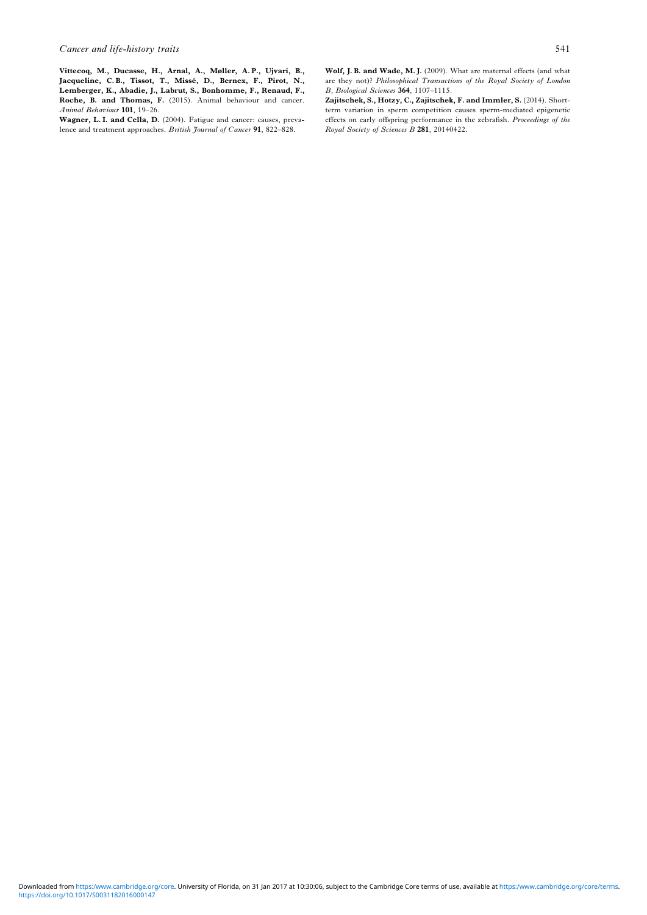**Vittecoq, M., Ducasse, H., Arnal, A., Møller, A. P., Ujvari, B., Jacqueline, C. B., Tissot, T., Missé, D., Bernex, F., Pirot, N., Lemberger, K., Abadie, J., Labrut, S., Bonhomme, F., Renaud, F., Roche, B. and Thomas, F.** (2015). Animal behaviour and cancer. *Animal Behaviour* **101**, 19–26.

**Wagner, L. I. and Cella, D.** (2004). Fatigue and cancer: causes, prevalence and treatment approaches. *British Journal of Cancer* **91**, 822–828.

**Wolf, J. B. and Wade, M. J.** (2009). What are maternal effects (and what are they not)? *Philosophical Transactions of the Royal Society of London B, Biological Sciences* **364**, 1107–1115.

**Zajitschek, S., Hotzy, C., Zajitschek, F. and Immler, S.** (2014). Short-term variation in sperm competition causes sperm-mediated epigenetic effects on early offspring performance in the zebrafish. *Proceedings of the Royal Society of Sciences B* **281**, 20140422.

Downloaded from https://www.cambridge.org/core. University of Florida, on 31 Jan 2017 at 10:30:06, subject to the Cambridge Core terms of use, available at https://www.cambridge.org/core/terms. https://doi.org/10.1017/S0031182016000147